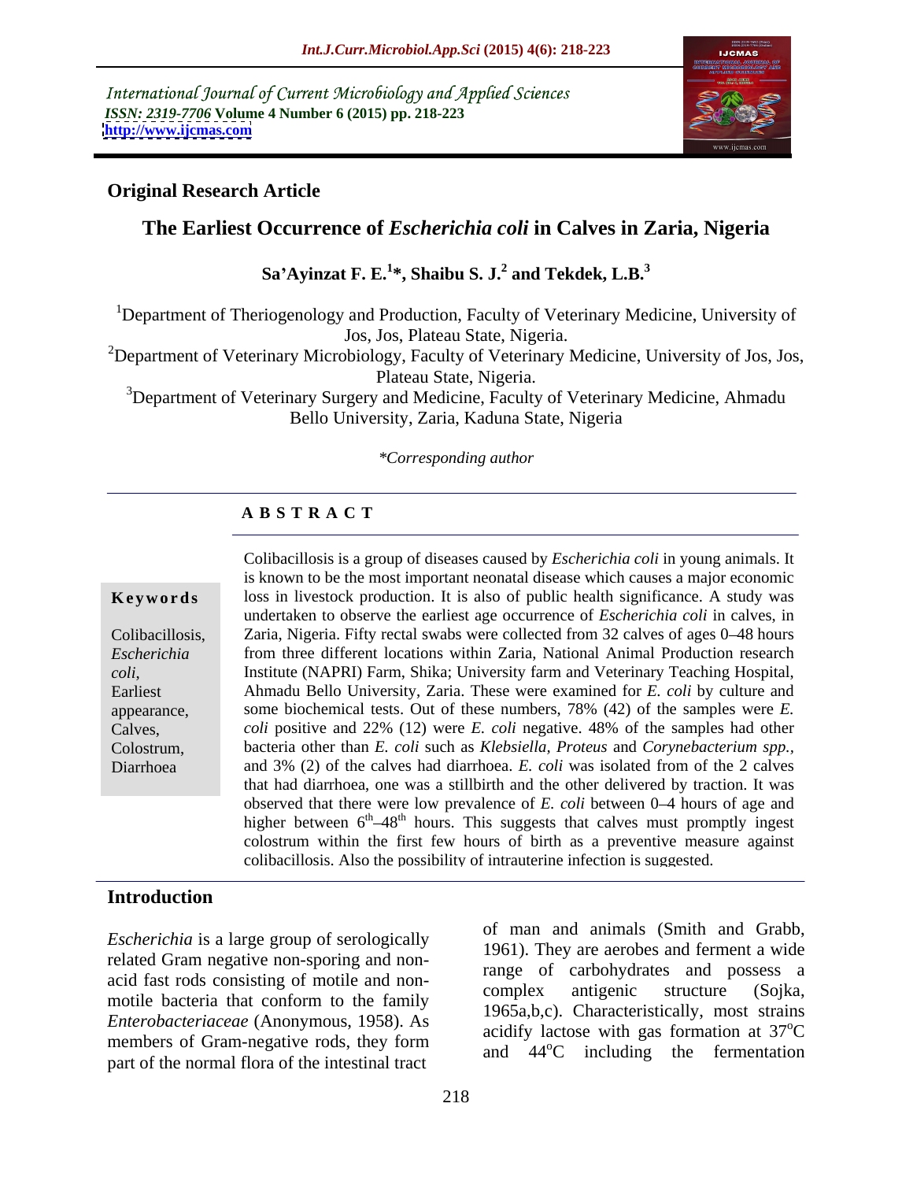International Journal of Current Microbiology and Applied Sciences
*ISSN: 2319-7706* **Volume 4 Number 6 (2015) pp. 218-223**
**http://www.ijcmas.com**

## Original Research Article

# The Earliest Occurrence of *Escherichia coli* in Calves in Zaria, Nigeria

**Sa'Ayinzat F. E.[1]*, Shaibu S. J.[2] and Tekdek, L.B.[3]**

[1]Department of Theriogenology and Production, Faculty of Veterinary Medicine, University of Jos, Jos, Plateau State, Nigeria.

[2]Department of Veterinary Microbiology, Faculty of Veterinary Medicine, University of Jos, Jos, Plateau State, Nigeria.

[3]Department of Veterinary Surgery and Medicine, Faculty of Veterinary Medicine, Ahmadu Bello University, Zaria, Kaduna State, Nigeria

*\*Corresponding author*

## A B S T R A C T

**Keywords**

Colibacillosis, *Escherichia coli*, Earliest appearance, Calves, Colostrum, Diarrhoea

Colibacillosis is a group of diseases caused by *Escherichia coli* in young animals. It is known to be the most important neonatal disease which causes a major economic loss in livestock production. It is also of public health significance. A study was undertaken to observe the earliest age occurrence of *Escherichia coli* in calves, in Zaria, Nigeria. Fifty rectal swabs were collected from 32 calves of ages 0–48 hours from three different locations within Zaria, National Animal Production research Institute (NAPRI) Farm, Shika; University farm and Veterinary Teaching Hospital, Ahmadu Bello University, Zaria. These were examined for *E. coli* by culture and some biochemical tests. Out of these numbers, 78% (42) of the samples were *E. coli* positive and 22% (12) were *E. coli* negative. 48% of the samples had other bacteria other than *E. coli* such as *Klebsiella*, *Proteus* and *Corynebacterium spp.*, and 3% (2) of the calves had diarrhoea. *E. coli* was isolated from of the 2 calves that had diarrhoea, one was a stillbirth and the other delivered by traction. It was observed that there were low prevalence of *E. coli* between 0–4 hours of age and higher between $6^{th}$–$48^{th}$ hours. This suggests that calves must promptly ingest colostrum within the first few hours of birth as a preventive measure against colibacillosis. Also the possibility of intrauterine infection is suggested.

## Introduction

*Escherichia* is a large group of serologically related Gram negative non-sporing and non-acid fast rods consisting of motile and non-motile bacteria that conform to the family *Enterobacteriaceae* (Anonymous, 1958). As members of Gram-negative rods, they form part of the normal flora of the intestinal tract of man and animals (Smith and Grabb, 1961). They are aerobes and ferment a wide range of carbohydrates and possess a complex antigenic structure (Sojka, 1965a,b,c). Characteristically, most strains acidify lactose with gas formation at 37$^{o}$C and 44$^{o}$C including the fermentation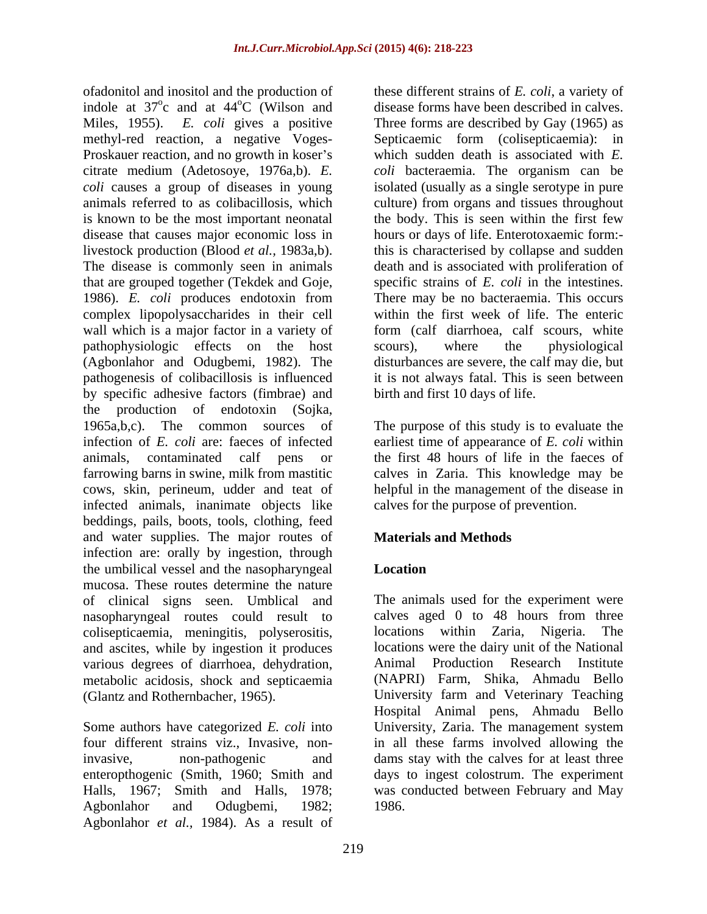ofadonitol and inositol and the production of indole at $37^{o}$c and at $44^{o}$C (Wilson and Miles, 1955). *E. coli* gives a positive methyl-red reaction, a negative Voges-Proskauer reaction, and no growth in koser's citrate medium (Adetosoye, 1976a,b). *E. coli* causes a group of diseases in young animals referred to as colibacillosis, which is known to be the most important neonatal disease that causes major economic loss in livestock production (Blood *et al.*, 1983a,b). The disease is commonly seen in animals that are grouped together (Tekdek and Goje, 1986). *E. coli* produces endotoxin from complex lipopolysaccharides in their cell wall which is a major factor in a variety of pathophysiologic effects on the host (Agbonlahor and Odugbemi, 1982). The pathogenesis of colibacillosis is influenced by specific adhesive factors (fimbrae) and the production of endotoxin (Sojka, 1965a,b,c). The common sources of infection of *E. coli* are: faeces of infected animals, contaminated calf pens or farrowing barns in swine, milk from mastitic cows, skin, perineum, udder and teat of infected animals, inanimate objects like beddings, pails, boots, tools, clothing, feed and water supplies. The major routes of infection are: orally by ingestion, through the umbilical vessel and the nasopharyngeal mucosa. These routes determine the nature of clinical signs seen. Umblical and nasopharyngeal routes could result to colisepticaemia, meningitis, polyserositis, and ascites, while by ingestion it produces various degrees of diarrhoea, dehydration, metabolic acidosis, shock and septicaemia (Glantz and Rothernbacher, 1965).

Some authors have categorized *E. coli* into four different strains viz., Invasive, non-invasive, non-pathogenic and enteropthogenic (Smith, 1960; Smith and Halls, 1967; Smith and Halls, 1978; Agbonlahor and Odugbemi, 1982; Agbonlahor *et al.*, 1984). As a result of these different strains of *E. coli*, a variety of disease forms have been described in calves. Three forms are described by Gay (1965) as Septicaemic form (colisepticaemia): in which sudden death is associated with *E. coli* bacteraemia. The organism can be isolated (usually as a single serotype in pure culture) from organs and tissues throughout the body. This is seen within the first few hours or days of life. Enterotoxaemic form:- this is characterised by collapse and sudden death and is associated with proliferation of specific strains of *E. coli* in the intestines. There may be no bacteraemia. This occurs within the first week of life. The enteric form (calf diarrhoea, calf scours, white scours), where the physiological disturbances are severe, the calf may die, but it is not always fatal. This is seen between birth and first 10 days of life.

The purpose of this study is to evaluate the earliest time of appearance of *E. coli* within the first 48 hours of life in the faeces of calves in Zaria. This knowledge may be helpful in the management of the disease in calves for the purpose of prevention.

## Materials and Methods

### Location

The animals used for the experiment were calves aged 0 to 48 hours from three locations within Zaria, Nigeria. The locations were the dairy unit of the National Animal Production Research Institute (NAPRI) Farm, Shika, Ahmadu Bello University farm and Veterinary Teaching Hospital Animal pens, Ahmadu Bello University, Zaria. The management system in all these farms involved allowing the dams stay with the calves for at least three days to ingest colostrum. The experiment was conducted between February and May 1986.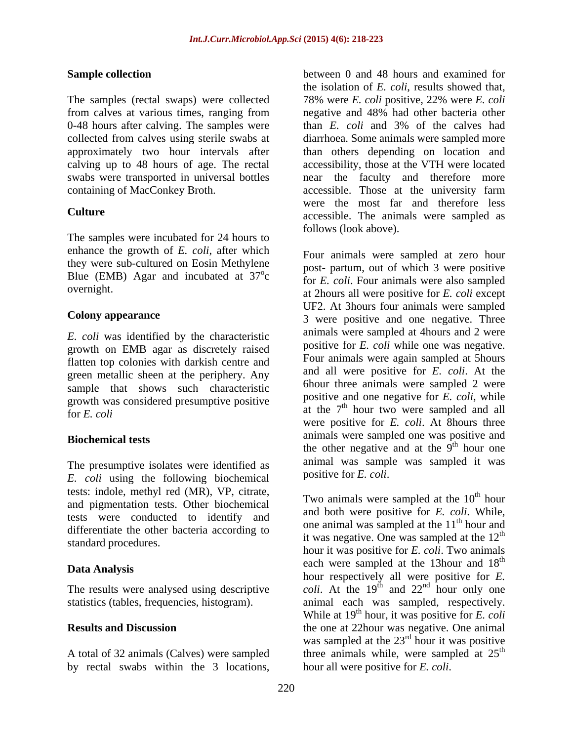## Sample collection

The samples (rectal swaps) were collected from calves at various times, ranging from 0-48 hours after calving. The samples were collected from calves using sterile swabs at approximately two hour intervals after calving up to 48 hours of age. The rectal swabs were transported in universal bottles containing of MacConkey Broth.

## Culture

The samples were incubated for 24 hours to enhance the growth of *E. coli*, after which they were sub-cultured on Eosin Methylene Blue (EMB) Agar and incubated at 37$^{o}$c overnight.

## Colony appearance

*E. coli* was identified by the characteristic growth on EMB agar as discretely raised flatten top colonies with darkish centre and green metallic sheen at the periphery. Any sample that shows such characteristic growth was considered presumptive positive for *E. coli*

## Biochemical tests

The presumptive isolates were identified as *E. coli* using the following biochemical tests: indole, methyl red (MR), VP, citrate, and pigmentation tests. Other biochemical tests were conducted to identify and differentiate the other bacteria according to standard procedures.

## Data Analysis

The results were analysed using descriptive statistics (tables, frequencies, histogram).

## Results and Discussion

A total of 32 animals (Calves) were sampled by rectal swabs within the 3 locations, between 0 and 48 hours and examined for the isolation of *E. coli*, results showed that, 78% were *E. coli* positive, 22% were *E. coli* negative and 48% had other bacteria other than *E. coli* and 3% of the calves had diarrhoea. Some animals were sampled more than others depending on location and accessibility, those at the VTH were located near the faculty and therefore more accessible. Those at the university farm were the most far and therefore less accessible. The animals were sampled as follows (look above).

Four animals were sampled at zero hour post- partum, out of which 3 were positive for *E. coli*. Four animals were also sampled at 2hours all were positive for *E. coli* except UF2. At 3hours four animals were sampled 3 were positive and one negative. Three animals were sampled at 4hours and 2 were positive for *E. coli* while one was negative. Four animals were again sampled at 5hours and all were positive for *E. coli*. At the 6hour three animals were sampled 2 were positive and one negative for *E. coli*, while at the 7$^{th}$ hour two were sampled and all were positive for *E. coli*. At 8hours three animals were sampled one was positive and the other negative and at the 9$^{th}$ hour one animal was sample was sampled it was positive for *E. coli*.

Two animals were sampled at the 10$^{th}$ hour and both were positive for *E. coli*. While, one animal was sampled at the 11$^{th}$ hour and it was negative. One was sampled at the 12$^{th}$ hour it was positive for *E. coli*. Two animals each were sampled at the 13hour and 18$^{th}$ hour respectively all were positive for *E. coli*. At the 19$^{th}$ and 22$^{nd}$ hour only one animal each was sampled, respectively. While at 19$^{th}$ hour, it was positive for *E. coli* the one at 22hour was negative. One animal was sampled at the 23$^{rd}$ hour it was positive three animals while, were sampled at 25$^{th}$ hour all were positive for *E. coli*.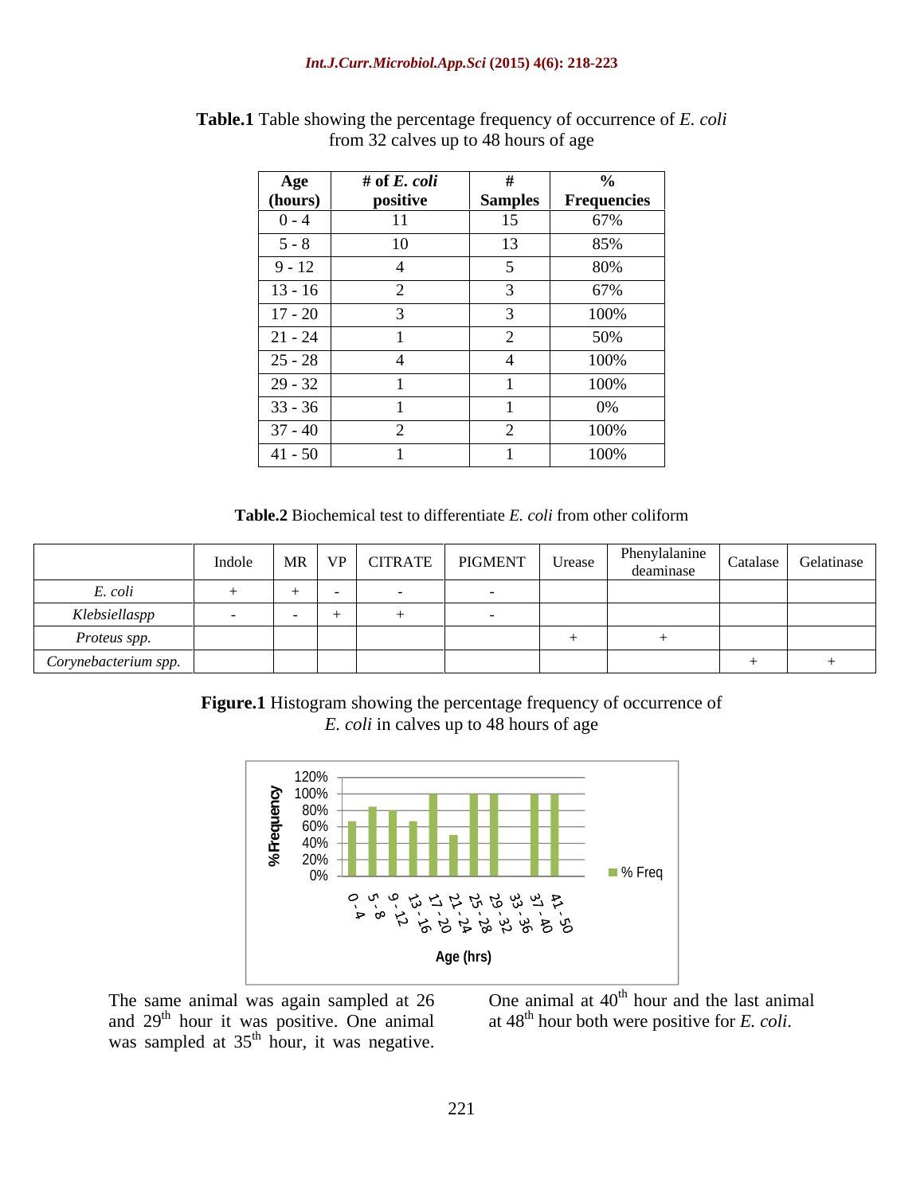**Table.1** Table showing the percentage frequency of occurrence of *E. coli* from 32 calves up to 48 hours of age

| Age (hours) | # of *E. coli* positive | # Samples | % Frequencies |
|---|---|---|---|
| 0 - 4 | 11 | 15 | 67% |
| 5 - 8 | 10 | 13 | 85% |
| 9 - 12 | 4 | 5 | 80% |
| 13 - 16 | 2 | 3 | 67% |
| 17 - 20 | 3 | 3 | 100% |
| 21 - 24 | 1 | 2 | 50% |
| 25 - 28 | 4 | 4 | 100% |
| 29 - 32 | 1 | 1 | 100% |
| 33 - 36 | 1 | 1 | 0% |
| 37 - 40 | 2 | 2 | 100% |
| 41 - 50 | 1 | 1 | 100% |

**Table.2** Biochemical test to differentiate *E. coli* from other coliform

| | Indole | MR | VP | CITRATE | PIGMENT | Urease | Phenylalanine deaminase | Catalase | Gelatinase |
|---|---|---|---|---|---|---|---|---|---|
| *E. coli* | + | + | - | - | - | | | | |
| *Klebsiellaspp* | - | - | + | + | - | | | | |
| *Proteus spp.* | | | | | | + | + | | |
| *Corynebacterium spp.* | | | | | | | | + | + |

**Figure.1** Histogram showing the percentage frequency of occurrence of *E. coli* in calves up to 48 hours of age

The same animal was again sampled at 26 and 29th hour it was positive. One animal was sampled at 35th hour, it was negative. One animal at 40th hour and the last animal at 48th hour both were positive for *E. coli*.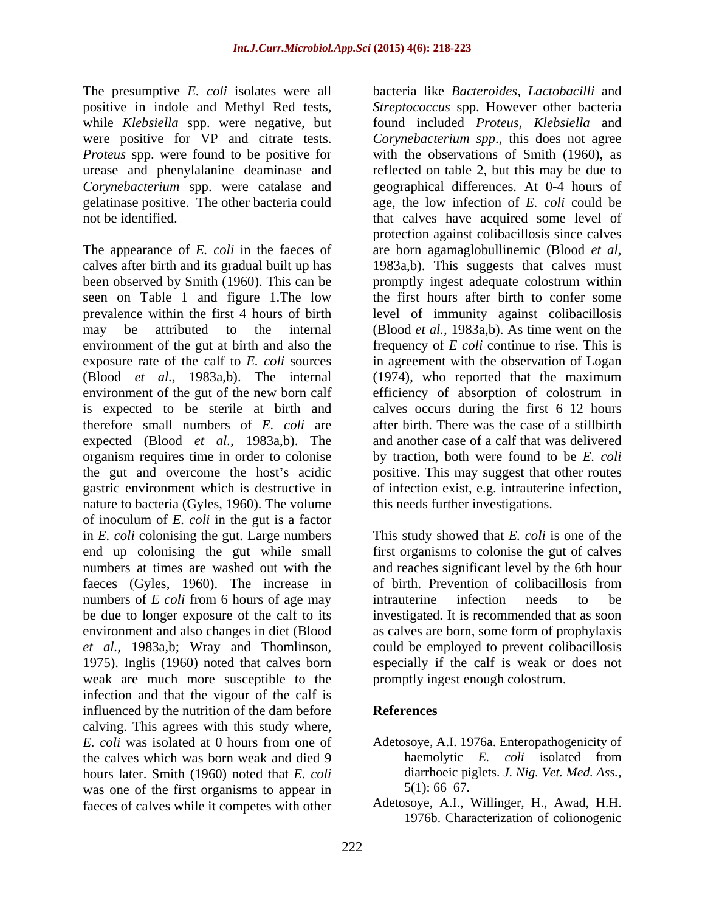The presumptive *E. coli* isolates were all positive in indole and Methyl Red tests, while *Klebsiella* spp. were negative, but were positive for VP and citrate tests. *Proteus* spp. were found to be positive for urease and phenylalanine deaminase and *Corynebacterium* spp. were catalase and gelatinase positive. The other bacteria could not be identified.

The appearance of *E. coli* in the faeces of calves after birth and its gradual built up has been observed by Smith (1960). This can be seen on Table 1 and figure 1.The low prevalence within the first 4 hours of birth may be attributed to the internal environment of the gut at birth and also the exposure rate of the calf to *E. coli* sources (Blood *et al.,* 1983a,b). The internal environment of the gut of the new born calf is expected to be sterile at birth and therefore small numbers of *E. coli* are expected (Blood *et al.,* 1983a,b). The organism requires time in order to colonise the gut and overcome the host's acidic gastric environment which is destructive in nature to bacteria (Gyles, 1960). The volume of inoculum of *E. coli* in the gut is a factor in *E. coli* colonising the gut. Large numbers end up colonising the gut while small numbers at times are washed out with the faeces (Gyles, 1960). The increase in numbers of *E coli* from 6 hours of age may be due to longer exposure of the calf to its environment and also changes in diet (Blood *et al.,* 1983a,b; Wray and Thomlinson, 1975). Inglis (1960) noted that calves born weak are much more susceptible to the infection and that the vigour of the calf is influenced by the nutrition of the dam before calving. This agrees with this study where, *E. coli* was isolated at 0 hours from one of the calves which was born weak and died 9 hours later. Smith (1960) noted that *E. coli* was one of the first organisms to appear in faeces of calves while it competes with other bacteria like *Bacteroides, Lactobacilli* and *Streptococcus* spp. However other bacteria found included *Proteus, Klebsiella* and *Corynebacterium spp*., this does not agree with the observations of Smith (1960), as reflected on table 2, but this may be due to geographical differences. At 0-4 hours of age, the low infection of *E. coli* could be that calves have acquired some level of protection against colibacillosis since calves are born agamaglobullinemic (Blood *et al,* 1983a,b). This suggests that calves must promptly ingest adequate colostrum within the first hours after birth to confer some level of immunity against colibacillosis (Blood *et al.,* 1983a,b). As time went on the frequency of *E coli* continue to rise. This is in agreement with the observation of Logan (1974), who reported that the maximum efficiency of absorption of colostrum in calves occurs during the first 6–12 hours after birth. There was the case of a stillbirth and another case of a calf that was delivered by traction, both were found to be *E. coli* positive. This may suggest that other routes of infection exist, e.g. intrauterine infection, this needs further investigations.

This study showed that *E. coli* is one of the first organisms to colonise the gut of calves and reaches significant level by the 6th hour of birth. Prevention of colibacillosis from intrauterine infection needs to be investigated. It is recommended that as soon as calves are born, some form of prophylaxis could be employed to prevent colibacillosis especially if the calf is weak or does not promptly ingest enough colostrum.

## References

- Adetosoye, A.I. 1976a. Enteropathogenicity of haemolytic *E. coli* isolated from diarrhoeic piglets. *J. Nig. Vet. Med. Ass.,* 5(1): 66–67.
- Adetosoye, A.I., Willinger, H., Awad, H.H. 1976b. Characterization of colionogenic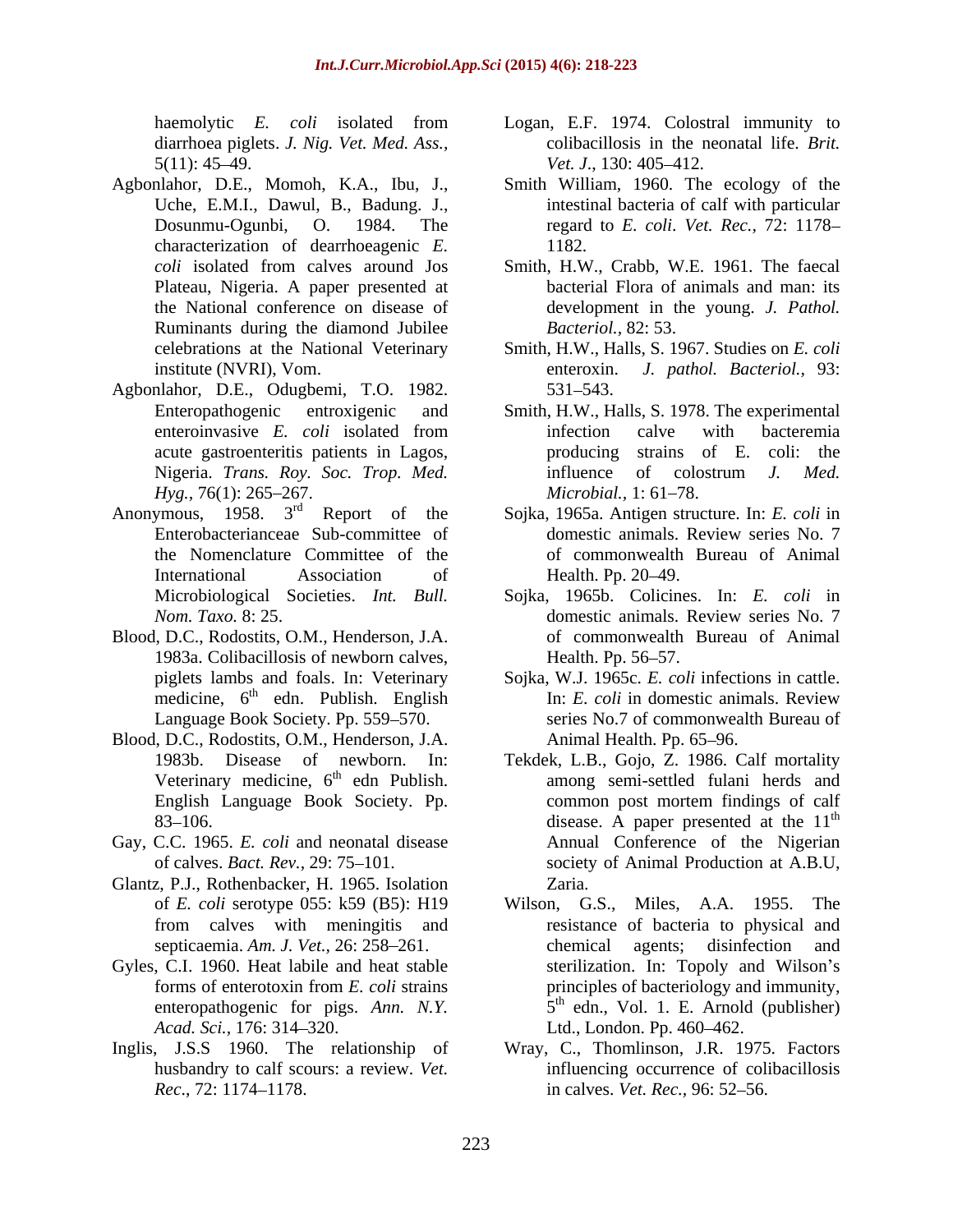haemolytic *E. coli* isolated from diarrhoea piglets. *J. Nig. Vet. Med. Ass.*, 5(11): 45–49.

Agbonlahor, D.E., Momoh, K.A., Ibu, J., Uche, E.M.I., Dawul, B., Badung. J., Dosunmu-Ogunbi, O. 1984. The characterization of dearrhoeagenic *E. coli* isolated from calves around Jos Plateau, Nigeria. A paper presented at the National conference on disease of Ruminants during the diamond Jubilee celebrations at the National Veterinary institute (NVRI), Vom.

Agbonlahor, D.E., Odugbemi, T.O. 1982. Enteropathogenic entroxigenic and enteroinvasive *E. coli* isolated from acute gastroenteritis patients in Lagos, Nigeria. *Trans. Roy. Soc. Trop. Med. Hyg.*, 76(1): 265–267.

Anonymous, 1958. 3rd Report of the Enterobacteriianceae Sub-committee of the Nomenclature Committee of the International Association of Microbiological Societies. *Int. Bull. Nom. Taxo.* 8: 25.

Blood, D.C., Rodostits, O.M., Henderson, J.A. 1983a. Colibacillosis of newborn calves, piglets lambs and foals. In: Veterinary medicine, 6th edn. Publish. English Language Book Society. Pp. 559–570.

Blood, D.C., Rodostits, O.M., Henderson, J.A. 1983b. Disease of newborn. In: Veterinary medicine, 6th edn Publish. English Language Book Society. Pp. 83–106.

Gay, C.C. 1965. *E. coli* and neonatal disease of calves. *Bact. Rev.,* 29: 75–101.

Glantz, P.J., Rothenbacker, H. 1965. Isolation of *E. coli* serotype 055: k59 (B5): H19 from calves with meningitis and septicaemia. *Am. J. Vet.,* 26: 258–261.

Gyles, C.I. 1960. Heat labile and heat stable forms of enterotoxin from *E. coli* strains enteropathogenic for pigs. *Ann. N.Y. Acad. Sci.,* 176: 314–320.

Inglis, J.S.S 1960. The relationship of husbandry to calf scours: a review. *Vet. Rec*., 72: 1174–1178.

Logan, E.F. 1974. Colostral immunity to colibacillosis in the neonatal life. *Brit. Vet. J*., 130: 405–412.

Smith William, 1960. The ecology of the intestinal bacteria of calf with particular regard to *E. coli*. *Vet. Rec.,* 72: 1178–1182.

Smith, H.W., Crabb, W.E. 1961. The faecal bacterial Flora of animals and man: its development in the young. *J. Pathol. Bacteriol.*, 82: 53.

Smith, H.W., Halls, S. 1967. Studies on *E. coli* enteroxin. *J. pathol. Bacteriol.,* 93: 531–543.

Smith, H.W., Halls, S. 1978. The experimental infection calve with bacteremia producing strains of E. coli: the influence of colostrum *J. Med. Microbial.,* 1: 61–78.

Sojka, 1965a. Antigen structure. In: *E. coli* in domestic animals. Review series No. 7 of commonwealth Bureau of Animal Health. Pp. 20–49.

Sojka, 1965b. Colicines. In: *E. coli* in domestic animals. Review series No. 7 of commonwealth Bureau of Animal Health. Pp. 56–57.

Sojka, W.J. 1965c. *E. coli* infections in cattle. In: *E. coli* in domestic animals. Review series No.7 of commonwealth Bureau of Animal Health. Pp. 65–96.

Tekdek, L.B., Gojo, Z. 1986. Calf mortality among semi-settled fulani herds and common post mortem findings of calf disease. A paper presented at the 11th Annual Conference of the Nigerian society of Animal Production at A.B.U, Zaria.

Wilson, G.S., Miles, A.A. 1955. The resistance of bacteria to physical and chemical agents; disinfection and sterilization. In: Topoly and Wilson's principles of bacteriology and immunity, 5th edn., Vol. 1. E. Arnold (publisher) Ltd., London. Pp. 460–462.

Wray, C., Thomlinson, J.R. 1975. Factors influencing occurrence of colibacillosis in calves. *Vet. Rec.,* 96: 52–56.